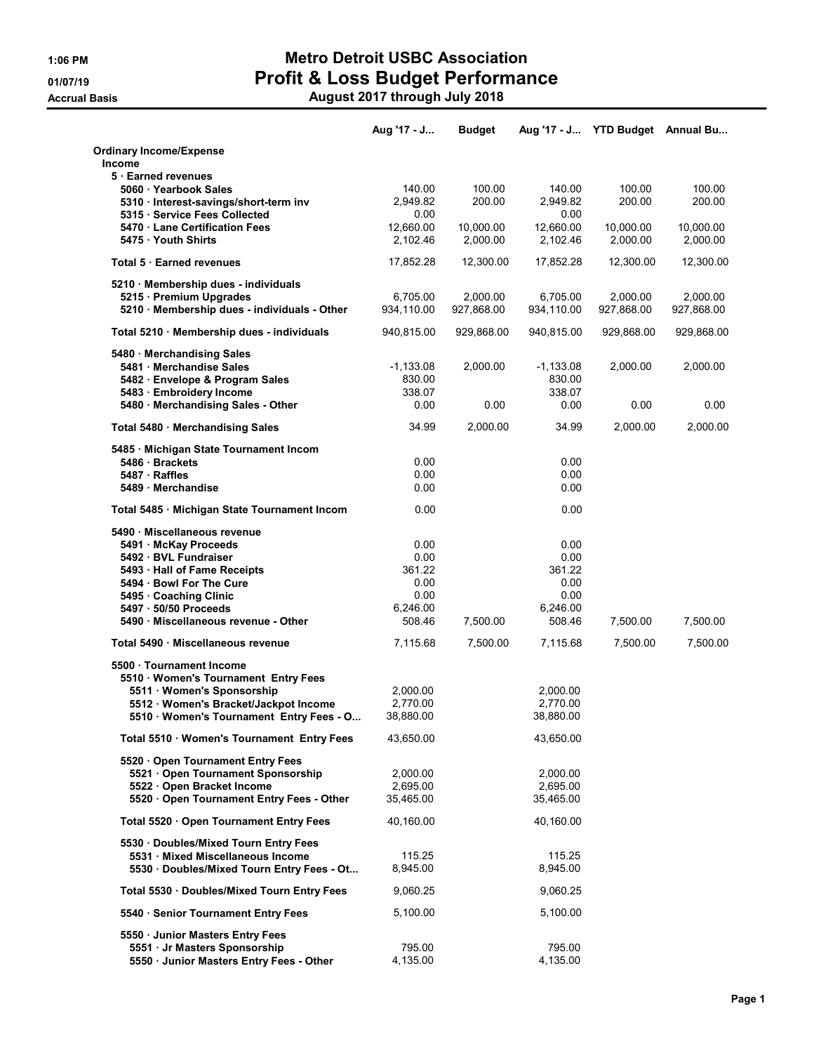# Metro Detroit USBC Association

## Profit & Loss Budget Performance

**August 2017 through July 2018**

1:06 PM
01/07/19
Accrual Basis

| | Aug '17 - J... | Budget | Aug '17 - J... | YTD Budget | Annual Bu... |
|---|---|---|---|---|---|
| **Ordinary Income/Expense** | | | | | |
| **Income** | | | | | |
| **5 · Earned revenues** | | | | | |
| 5060 · Yearbook Sales | 140.00 | 100.00 | 140.00 | 100.00 | 100.00 |
| 5310 · Interest-savings/short-term inv | 2,949.82 | 200.00 | 2,949.82 | 200.00 | 200.00 |
| 5315 · Service Fees Collected | 0.00 | | 0.00 | | |
| 5470 · Lane Certification Fees | 12,660.00 | 10,000.00 | 12,660.00 | 10,000.00 | 10,000.00 |
| 5475 · Youth Shirts | 2,102.46 | 2,000.00 | 2,102.46 | 2,000.00 | 2,000.00 |
| **Total 5 · Earned revenues** | 17,852.28 | 12,300.00 | 17,852.28 | 12,300.00 | 12,300.00 |
| **5210 · Membership dues - individuals** | | | | | |
| 5215 · Premium Upgrades | 6,705.00 | 2,000.00 | 6,705.00 | 2,000.00 | 2,000.00 |
| 5210 · Membership dues - individuals - Other | 934,110.00 | 927,868.00 | 934,110.00 | 927,868.00 | 927,868.00 |
| **Total 5210 · Membership dues - individuals** | 940,815.00 | 929,868.00 | 940,815.00 | 929,868.00 | 929,868.00 |
| **5480 · Merchandising Sales** | | | | | |
| 5481 · Merchandise Sales | -1,133.08 | 2,000.00 | -1,133.08 | 2,000.00 | 2,000.00 |
| 5482 · Envelope & Program Sales | 830.00 | | 830.00 | | |
| 5483 · Embroidery Income | 338.07 | | 338.07 | | |
| 5480 · Merchandising Sales - Other | 0.00 | 0.00 | 0.00 | 0.00 | 0.00 |
| **Total 5480 · Merchandising Sales** | 34.99 | 2,000.00 | 34.99 | 2,000.00 | 2,000.00 |
| **5485 · Michigan State Tournament Incom** | | | | | |
| 5486 · Brackets | 0.00 | | 0.00 | | |
| 5487 · Raffles | 0.00 | | 0.00 | | |
| 5489 · Merchandise | 0.00 | | 0.00 | | |
| **Total 5485 · Michigan State Tournament Incom** | 0.00 | | 0.00 | | |
| **5490 · Miscellaneous revenue** | | | | | |
| 5491 · McKay Proceeds | 0.00 | | 0.00 | | |
| 5492 · BVL Fundraiser | 0.00 | | 0.00 | | |
| 5493 · Hall of Fame Receipts | 361.22 | | 361.22 | | |
| 5494 · Bowl For The Cure | 0.00 | | 0.00 | | |
| 5495 · Coaching Clinic | 0.00 | | 0.00 | | |
| 5497 · 50/50 Proceeds | 6,246.00 | | 6,246.00 | | |
| 5490 · Miscellaneous revenue - Other | 508.46 | 7,500.00 | 508.46 | 7,500.00 | 7,500.00 |
| **Total 5490 · Miscellaneous revenue** | 7,115.68 | 7,500.00 | 7,115.68 | 7,500.00 | 7,500.00 |
| **5500 · Tournament Income** | | | | | |
| **5510 · Women's Tournament Entry Fees** | | | | | |
| 5511 · Women's Sponsorship | 2,000.00 | | 2,000.00 | | |
| 5512 · Women's Bracket/Jackpot Income | 2,770.00 | | 2,770.00 | | |
| 5510 · Women's Tournament Entry Fees - O... | 38,880.00 | | 38,880.00 | | |
| **Total 5510 · Women's Tournament Entry Fees** | 43,650.00 | | 43,650.00 | | |
| **5520 · Open Tournament Entry Fees** | | | | | |
| 5521 · Open Tournament Sponsorship | 2,000.00 | | 2,000.00 | | |
| 5522 · Open Bracket Income | 2,695.00 | | 2,695.00 | | |
| 5520 · Open Tournament Entry Fees - Other | 35,465.00 | | 35,465.00 | | |
| **Total 5520 · Open Tournament Entry Fees** | 40,160.00 | | 40,160.00 | | |
| **5530 · Doubles/Mixed Tourn Entry Fees** | | | | | |
| 5531 · Mixed Miscellaneous Income | 115.25 | | 115.25 | | |
| 5530 · Doubles/Mixed Tourn Entry Fees - Ot... | 8,945.00 | | 8,945.00 | | |
| **Total 5530 · Doubles/Mixed Tourn Entry Fees** | 9,060.25 | | 9,060.25 | | |
| **5540 · Senior Tournament Entry Fees** | 5,100.00 | | 5,100.00 | | |
| **5550 · Junior Masters Entry Fees** | | | | | |
| 5551 · Jr Masters Sponsorship | 795.00 | | 795.00 | | |
| 5550 · Junior Masters Entry Fees - Other | 4,135.00 | | 4,135.00 | | |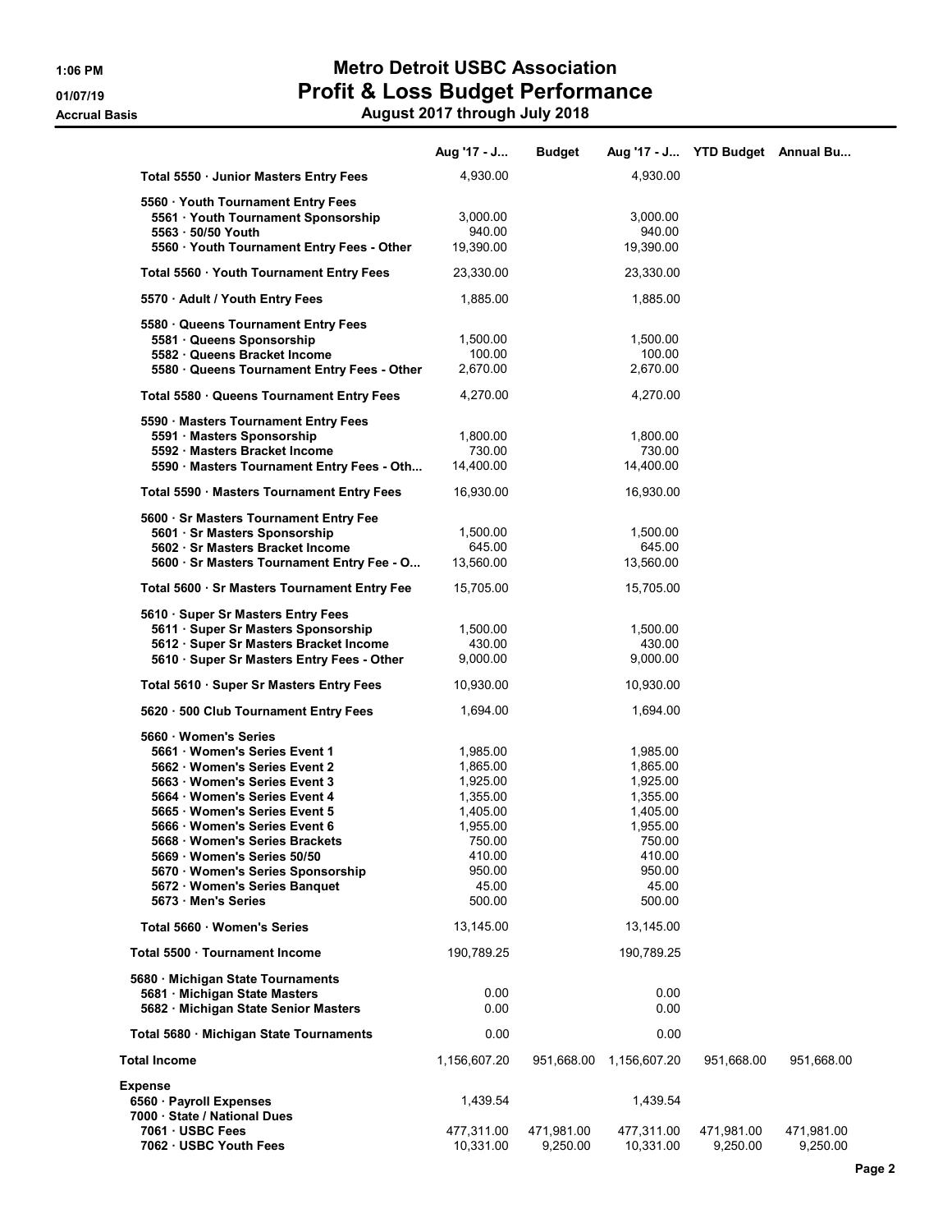# Metro Detroit USBC Association

## Profit & Loss Budget Performance

### August 2017 through July 2018

Accrual Basis

| | Aug '17 - J... | Budget | Aug '17 - J... | YTD Budget | Annual Bu... |
|---|---|---|---|---|---|
| Total 5550 · Junior Masters Entry Fees | 4,930.00 | | 4,930.00 | | |
| 5560 · Youth Tournament Entry Fees | | | | | |
| 5561 · Youth Tournament Sponsorship | 3,000.00 | | 3,000.00 | | |
| 5563 · 50/50 Youth | 940.00 | | 940.00 | | |
| 5560 · Youth Tournament Entry Fees - Other | 19,390.00 | | 19,390.00 | | |
| Total 5560 · Youth Tournament Entry Fees | 23,330.00 | | 23,330.00 | | |
| 5570 · Adult / Youth Entry Fees | 1,885.00 | | 1,885.00 | | |
| 5580 · Queens Tournament Entry Fees | | | | | |
| 5581 · Queens Sponsorship | 1,500.00 | | 1,500.00 | | |
| 5582 · Queens Bracket Income | 100.00 | | 100.00 | | |
| 5580 · Queens Tournament Entry Fees - Other | 2,670.00 | | 2,670.00 | | |
| Total 5580 · Queens Tournament Entry Fees | 4,270.00 | | 4,270.00 | | |
| 5590 · Masters Tournament Entry Fees | | | | | |
| 5591 · Masters Sponsorship | 1,800.00 | | 1,800.00 | | |
| 5592 · Masters Bracket Income | 730.00 | | 730.00 | | |
| 5590 · Masters Tournament Entry Fees - Oth... | 14,400.00 | | 14,400.00 | | |
| Total 5590 · Masters Tournament Entry Fees | 16,930.00 | | 16,930.00 | | |
| 5600 · Sr Masters Tournament Entry Fee | | | | | |
| 5601 · Sr Masters Sponsorship | 1,500.00 | | 1,500.00 | | |
| 5602 · Sr Masters Bracket Income | 645.00 | | 645.00 | | |
| 5600 · Sr Masters Tournament Entry Fee - O... | 13,560.00 | | 13,560.00 | | |
| Total 5600 · Sr Masters Tournament Entry Fee | 15,705.00 | | 15,705.00 | | |
| 5610 · Super Sr Masters Entry Fees | | | | | |
| 5611 · Super Sr Masters Sponsorship | 1,500.00 | | 1,500.00 | | |
| 5612 · Super Sr Masters Bracket Income | 430.00 | | 430.00 | | |
| 5610 · Super Sr Masters Entry Fees - Other | 9,000.00 | | 9,000.00 | | |
| Total 5610 · Super Sr Masters Entry Fees | 10,930.00 | | 10,930.00 | | |
| 5620 · 500 Club Tournament Entry Fees | 1,694.00 | | 1,694.00 | | |
| 5660 · Women's Series | | | | | |
| 5661 · Women's Series Event 1 | 1,985.00 | | 1,985.00 | | |
| 5662 · Women's Series Event 2 | 1,865.00 | | 1,865.00 | | |
| 5663 · Women's Series Event 3 | 1,925.00 | | 1,925.00 | | |
| 5664 · Women's Series Event 4 | 1,355.00 | | 1,355.00 | | |
| 5665 · Women's Series Event 5 | 1,405.00 | | 1,405.00 | | |
| 5666 · Women's Series Event 6 | 1,955.00 | | 1,955.00 | | |
| 5668 · Women's Series Brackets | 750.00 | | 750.00 | | |
| 5669 · Women's Series 50/50 | 410.00 | | 410.00 | | |
| 5670 · Women's Series Sponsorship | 950.00 | | 950.00 | | |
| 5672 · Women's Series Banquet | 45.00 | | 45.00 | | |
| 5673 · Men's Series | 500.00 | | 500.00 | | |
| Total 5660 · Women's Series | 13,145.00 | | 13,145.00 | | |
| Total 5500 · Tournament Income | 190,789.25 | | 190,789.25 | | |
| 5680 · Michigan State Tournaments | | | | | |
| 5681 · Michigan State Masters | 0.00 | | 0.00 | | |
| 5682 · Michigan State Senior Masters | 0.00 | | 0.00 | | |
| Total 5680 · Michigan State Tournaments | 0.00 | | 0.00 | | |
| **Total Income** | 1,156,607.20 | 951,668.00 | 1,156,607.20 | 951,668.00 | 951,668.00 |
| **Expense** | | | | | |
| 6560 · Payroll Expenses | 1,439.54 | | 1,439.54 | | |
| 7000 · State / National Dues | | | | | |
| 7061 · USBC Fees | 477,311.00 | 471,981.00 | 477,311.00 | 471,981.00 | 471,981.00 |
| 7062 · USBC Youth Fees | 10,331.00 | 9,250.00 | 10,331.00 | 9,250.00 | 9,250.00 |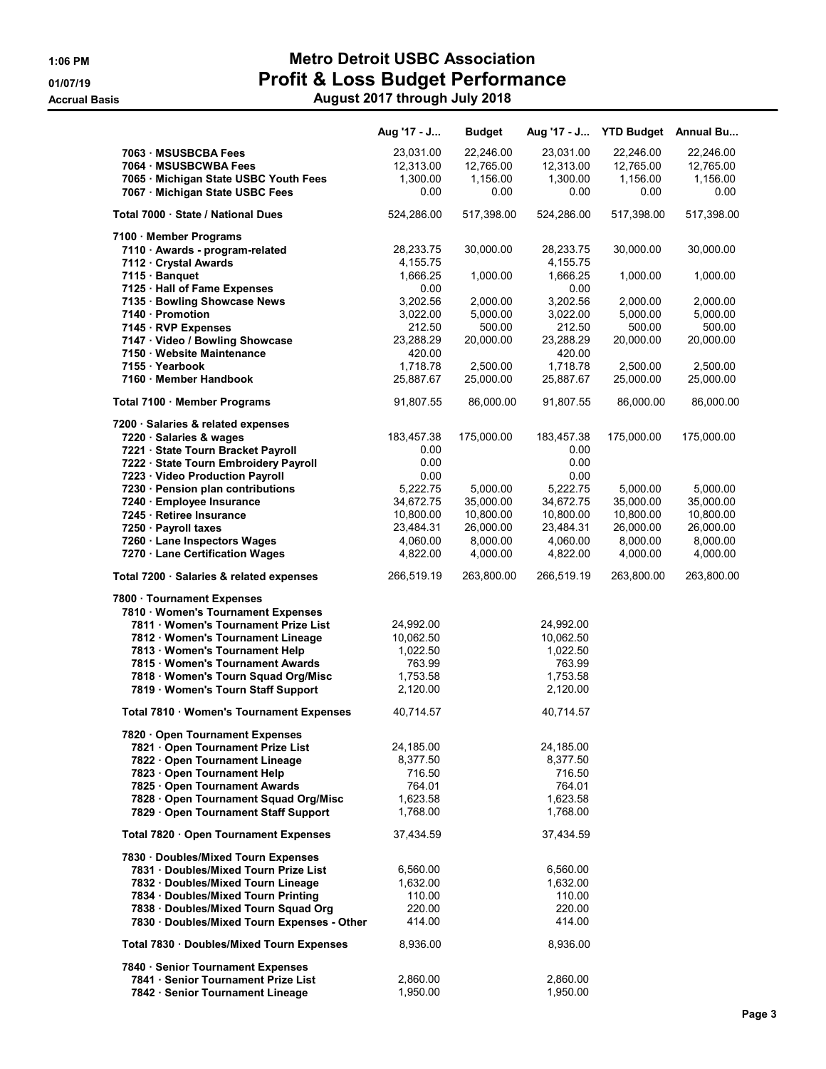# Metro Detroit USBC Association
## Profit & Loss Budget Performance
### August 2017 through July 2018

1:06 PM
01/07/19
Accrual Basis

| | Aug '17 - J... | Budget | Aug '17 - J... | YTD Budget | Annual Bu... |
|---|---|---|---|---|---|
| 7063 · MSUSBCBA Fees | 23,031.00 | 22,246.00 | 23,031.00 | 22,246.00 | 22,246.00 |
| 7064 · MSUSBCWBA Fees | 12,313.00 | 12,765.00 | 12,313.00 | 12,765.00 | 12,765.00 |
| 7065 · Michigan State USBC Youth Fees | 1,300.00 | 1,156.00 | 1,300.00 | 1,156.00 | 1,156.00 |
| 7067 · Michigan State USBC Fees | 0.00 | 0.00 | 0.00 | 0.00 | 0.00 |
| **Total 7000 · State / National Dues** | 524,286.00 | 517,398.00 | 524,286.00 | 517,398.00 | 517,398.00 |
| **7100 · Member Programs** | | | | | |
| 7110 · Awards - program-related | 28,233.75 | 30,000.00 | 28,233.75 | 30,000.00 | 30,000.00 |
| 7112 · Crystal Awards | 4,155.75 | | 4,155.75 | | |
| 7115 · Banquet | 1,666.25 | 1,000.00 | 1,666.25 | 1,000.00 | 1,000.00 |
| 7125 · Hall of Fame Expenses | 0.00 | | 0.00 | | |
| 7135 · Bowling Showcase News | 3,202.56 | 2,000.00 | 3,202.56 | 2,000.00 | 2,000.00 |
| 7140 · Promotion | 3,022.00 | 5,000.00 | 3,022.00 | 5,000.00 | 5,000.00 |
| 7145 · RVP Expenses | 212.50 | 500.00 | 212.50 | 500.00 | 500.00 |
| 7147 · Video / Bowling Showcase | 23,288.29 | 20,000.00 | 23,288.29 | 20,000.00 | 20,000.00 |
| 7150 · Website Maintenance | 420.00 | | 420.00 | | |
| 7155 · Yearbook | 1,718.78 | 2,500.00 | 1,718.78 | 2,500.00 | 2,500.00 |
| 7160 · Member Handbook | 25,887.67 | 25,000.00 | 25,887.67 | 25,000.00 | 25,000.00 |
| **Total 7100 · Member Programs** | 91,807.55 | 86,000.00 | 91,807.55 | 86,000.00 | 86,000.00 |
| **7200 · Salaries & related expenses** | | | | | |
| 7220 · Salaries & wages | 183,457.38 | 175,000.00 | 183,457.38 | 175,000.00 | 175,000.00 |
| 7221 · State Tourn Bracket Payroll | 0.00 | | 0.00 | | |
| 7222 · State Tourn Embroidery Payroll | 0.00 | | 0.00 | | |
| 7223 · Video Production Payroll | 0.00 | | 0.00 | | |
| 7230 · Pension plan contributions | 5,222.75 | 5,000.00 | 5,222.75 | 5,000.00 | 5,000.00 |
| 7240 · Employee Insurance | 34,672.75 | 35,000.00 | 34,672.75 | 35,000.00 | 35,000.00 |
| 7245 · Retiree Insurance | 10,800.00 | 10,800.00 | 10,800.00 | 10,800.00 | 10,800.00 |
| 7250 · Payroll taxes | 23,484.31 | 26,000.00 | 23,484.31 | 26,000.00 | 26,000.00 |
| 7260 · Lane Inspectors Wages | 4,060.00 | 8,000.00 | 4,060.00 | 8,000.00 | 8,000.00 |
| 7270 · Lane Certification Wages | 4,822.00 | 4,000.00 | 4,822.00 | 4,000.00 | 4,000.00 |
| **Total 7200 · Salaries & related expenses** | 266,519.19 | 263,800.00 | 266,519.19 | 263,800.00 | 263,800.00 |
| **7800 · Tournament Expenses** | | | | | |
| **7810 · Women's Tournament Expenses** | | | | | |
| 7811 · Women's Tournament Prize List | 24,992.00 | | 24,992.00 | | |
| 7812 · Women's Tournament Lineage | 10,062.50 | | 10,062.50 | | |
| 7813 · Women's Tournament Help | 1,022.50 | | 1,022.50 | | |
| 7815 · Women's Tournament Awards | 763.99 | | 763.99 | | |
| 7818 · Women's Tourn Squad Org/Misc | 1,753.58 | | 1,753.58 | | |
| 7819 · Women's Tourn Staff Support | 2,120.00 | | 2,120.00 | | |
| **Total 7810 · Women's Tournament Expenses** | 40,714.57 | | 40,714.57 | | |
| **7820 · Open Tournament Expenses** | | | | | |
| 7821 · Open Tournament Prize List | 24,185.00 | | 24,185.00 | | |
| 7822 · Open Tournament Lineage | 8,377.50 | | 8,377.50 | | |
| 7823 · Open Tournament Help | 716.50 | | 716.50 | | |
| 7825 · Open Tournament Awards | 764.01 | | 764.01 | | |
| 7828 · Open Tournament Squad Org/Misc | 1,623.58 | | 1,623.58 | | |
| 7829 · Open Tournament Staff Support | 1,768.00 | | 1,768.00 | | |
| **Total 7820 · Open Tournament Expenses** | 37,434.59 | | 37,434.59 | | |
| **7830 · Doubles/Mixed Tourn Expenses** | | | | | |
| 7831 · Doubles/Mixed Tourn Prize List | 6,560.00 | | 6,560.00 | | |
| 7832 · Doubles/Mixed Tourn Lineage | 1,632.00 | | 1,632.00 | | |
| 7834 · Doubles/Mixed Tourn Printing | 110.00 | | 110.00 | | |
| 7838 · Doubles/Mixed Tourn Squad Org | 220.00 | | 220.00 | | |
| 7830 · Doubles/Mixed Tourn Expenses - Other | 414.00 | | 414.00 | | |
| **Total 7830 · Doubles/Mixed Tourn Expenses** | 8,936.00 | | 8,936.00 | | |
| **7840 · Senior Tournament Expenses** | | | | | |
| 7841 · Senior Tournament Prize List | 2,860.00 | | 2,860.00 | | |
| 7842 · Senior Tournament Lineage | 1,950.00 | | 1,950.00 | | |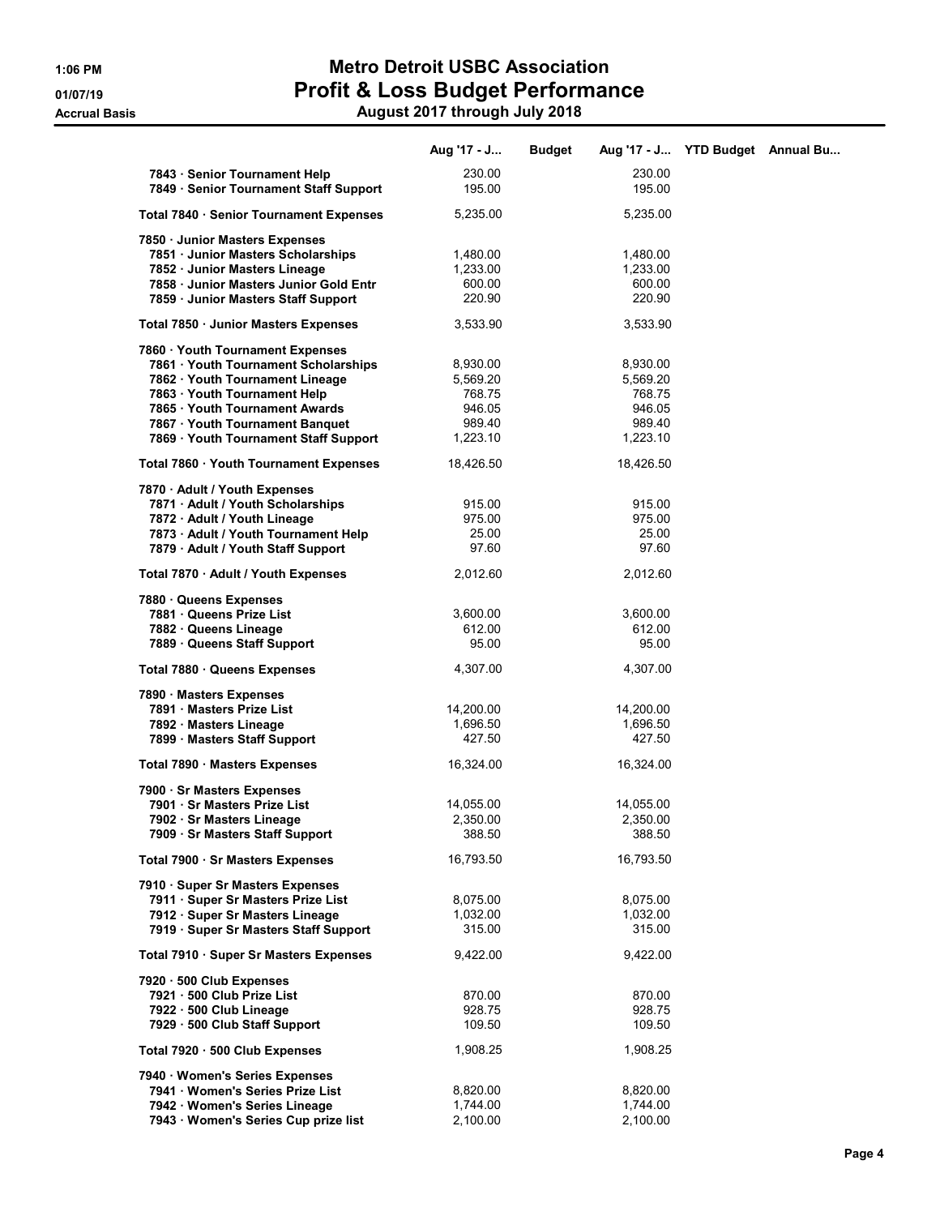# Metro Detroit USBC Association
## Profit & Loss Budget Performance
### August 2017 through July 2018

Accrual Basis

| | Aug '17 - J... | Budget | Aug '17 - J... | YTD Budget | Annual Bu... |
|---|---|---|---|---|---|
| 7843 · Senior Tournament Help | 230.00 | | 230.00 | | |
| 7849 · Senior Tournament Staff Support | 195.00 | | 195.00 | | |
| Total 7840 · Senior Tournament Expenses | 5,235.00 | | 5,235.00 | | |
| 7850 · Junior Masters Expenses | | | | | |
| 7851 · Junior Masters Scholarships | 1,480.00 | | 1,480.00 | | |
| 7852 · Junior Masters Lineage | 1,233.00 | | 1,233.00 | | |
| 7858 · Junior Masters Junior Gold Entr | 600.00 | | 600.00 | | |
| 7859 · Junior Masters Staff Support | 220.90 | | 220.90 | | |
| Total 7850 · Junior Masters Expenses | 3,533.90 | | 3,533.90 | | |
| 7860 · Youth Tournament Expenses | | | | | |
| 7861 · Youth Tournament Scholarships | 8,930.00 | | 8,930.00 | | |
| 7862 · Youth Tournament Lineage | 5,569.20 | | 5,569.20 | | |
| 7863 · Youth Tournament Help | 768.75 | | 768.75 | | |
| 7865 · Youth Tournament Awards | 946.05 | | 946.05 | | |
| 7867 · Youth Tournament Banquet | 989.40 | | 989.40 | | |
| 7869 · Youth Tournament Staff Support | 1,223.10 | | 1,223.10 | | |
| Total 7860 · Youth Tournament Expenses | 18,426.50 | | 18,426.50 | | |
| 7870 · Adult / Youth Expenses | | | | | |
| 7871 · Adult / Youth Scholarships | 915.00 | | 915.00 | | |
| 7872 · Adult / Youth Lineage | 975.00 | | 975.00 | | |
| 7873 · Adult / Youth Tournament Help | 25.00 | | 25.00 | | |
| 7879 · Adult / Youth Staff Support | 97.60 | | 97.60 | | |
| Total 7870 · Adult / Youth Expenses | 2,012.60 | | 2,012.60 | | |
| 7880 · Queens Expenses | | | | | |
| 7881 · Queens Prize List | 3,600.00 | | 3,600.00 | | |
| 7882 · Queens Lineage | 612.00 | | 612.00 | | |
| 7889 · Queens Staff Support | 95.00 | | 95.00 | | |
| Total 7880 · Queens Expenses | 4,307.00 | | 4,307.00 | | |
| 7890 · Masters Expenses | | | | | |
| 7891 · Masters Prize List | 14,200.00 | | 14,200.00 | | |
| 7892 · Masters Lineage | 1,696.50 | | 1,696.50 | | |
| 7899 · Masters Staff Support | 427.50 | | 427.50 | | |
| Total 7890 · Masters Expenses | 16,324.00 | | 16,324.00 | | |
| 7900 · Sr Masters Expenses | | | | | |
| 7901 · Sr Masters Prize List | 14,055.00 | | 14,055.00 | | |
| 7902 · Sr Masters Lineage | 2,350.00 | | 2,350.00 | | |
| 7909 · Sr Masters Staff Support | 388.50 | | 388.50 | | |
| Total 7900 · Sr Masters Expenses | 16,793.50 | | 16,793.50 | | |
| 7910 · Super Sr Masters Expenses | | | | | |
| 7911 · Super Sr Masters Prize List | 8,075.00 | | 8,075.00 | | |
| 7912 · Super Sr Masters Lineage | 1,032.00 | | 1,032.00 | | |
| 7919 · Super Sr Masters Staff Support | 315.00 | | 315.00 | | |
| Total 7910 · Super Sr Masters Expenses | 9,422.00 | | 9,422.00 | | |
| 7920 · 500 Club Expenses | | | | | |
| 7921 · 500 Club Prize List | 870.00 | | 870.00 | | |
| 7922 · 500 Club Lineage | 928.75 | | 928.75 | | |
| 7929 · 500 Club Staff Support | 109.50 | | 109.50 | | |
| Total 7920 · 500 Club Expenses | 1,908.25 | | 1,908.25 | | |
| 7940 · Women's Series Expenses | | | | | |
| 7941 · Women's Series Prize List | 8,820.00 | | 8,820.00 | | |
| 7942 · Women's Series Lineage | 1,744.00 | | 1,744.00 | | |
| 7943 · Women's Series Cup prize list | 2,100.00 | | 2,100.00 | | |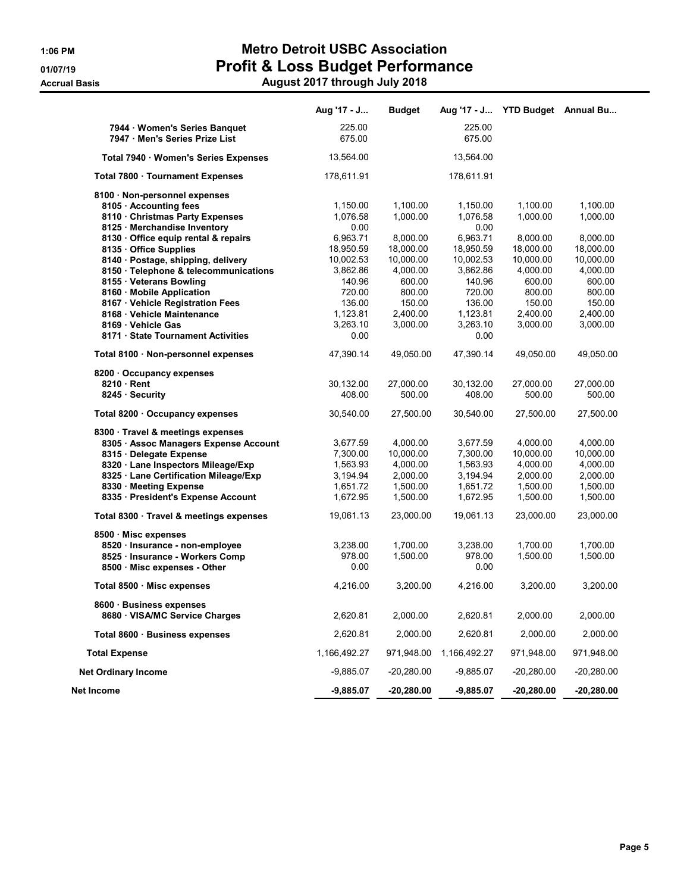# Metro Detroit USBC Association
## Profit & Loss Budget Performance
### August 2017 through July 2018

Accrual Basis

| | Aug '17 - J... | Budget | Aug '17 - J... | YTD Budget | Annual Bu... |
|---|---|---|---|---|---|
| 7944 · Women's Series Banquet | 225.00 | | 225.00 | | |
| 7947 · Men's Series Prize List | 675.00 | | 675.00 | | |
| Total 7940 · Women's Series Expenses | 13,564.00 | | 13,564.00 | | |
| Total 7800 · Tournament Expenses | 178,611.91 | | 178,611.91 | | |
| 8100 · Non-personnel expenses | | | | | |
| 8105 · Accounting fees | 1,150.00 | 1,100.00 | 1,150.00 | 1,100.00 | 1,100.00 |
| 8110 · Christmas Party Expenses | 1,076.58 | 1,000.00 | 1,076.58 | 1,000.00 | 1,000.00 |
| 8125 · Merchandise Inventory | 0.00 | | 0.00 | | |
| 8130 · Office equip rental & repairs | 6,963.71 | 8,000.00 | 6,963.71 | 8,000.00 | 8,000.00 |
| 8135 · Office Supplies | 18,950.59 | 18,000.00 | 18,950.59 | 18,000.00 | 18,000.00 |
| 8140 · Postage, shipping, delivery | 10,002.53 | 10,000.00 | 10,002.53 | 10,000.00 | 10,000.00 |
| 8150 · Telephone & telecommunications | 3,862.86 | 4,000.00 | 3,862.86 | 4,000.00 | 4,000.00 |
| 8155 · Veterans Bowling | 140.96 | 600.00 | 140.96 | 600.00 | 600.00 |
| 8160 · Mobile Application | 720.00 | 800.00 | 720.00 | 800.00 | 800.00 |
| 8167 · Vehicle Registration Fees | 136.00 | 150.00 | 136.00 | 150.00 | 150.00 |
| 8168 · Vehicle Maintenance | 1,123.81 | 2,400.00 | 1,123.81 | 2,400.00 | 2,400.00 |
| 8169 · Vehicle Gas | 3,263.10 | 3,000.00 | 3,263.10 | 3,000.00 | 3,000.00 |
| 8171 · State Tournament Activities | 0.00 | | 0.00 | | |
| Total 8100 · Non-personnel expenses | 47,390.14 | 49,050.00 | 47,390.14 | 49,050.00 | 49,050.00 |
| 8200 · Occupancy expenses | | | | | |
| 8210 · Rent | 30,132.00 | 27,000.00 | 30,132.00 | 27,000.00 | 27,000.00 |
| 8245 · Security | 408.00 | 500.00 | 408.00 | 500.00 | 500.00 |
| Total 8200 · Occupancy expenses | 30,540.00 | 27,500.00 | 30,540.00 | 27,500.00 | 27,500.00 |
| 8300 · Travel & meetings expenses | | | | | |
| 8305 · Assoc Managers Expense Account | 3,677.59 | 4,000.00 | 3,677.59 | 4,000.00 | 4,000.00 |
| 8315 · Delegate Expense | 7,300.00 | 10,000.00 | 7,300.00 | 10,000.00 | 10,000.00 |
| 8320 · Lane Inspectors Mileage/Exp | 1,563.93 | 4,000.00 | 1,563.93 | 4,000.00 | 4,000.00 |
| 8325 · Lane Certification Mileage/Exp | 3,194.94 | 2,000.00 | 3,194.94 | 2,000.00 | 2,000.00 |
| 8330 · Meeting Expense | 1,651.72 | 1,500.00 | 1,651.72 | 1,500.00 | 1,500.00 |
| 8335 · President's Expense Account | 1,672.95 | 1,500.00 | 1,672.95 | 1,500.00 | 1,500.00 |
| Total 8300 · Travel & meetings expenses | 19,061.13 | 23,000.00 | 19,061.13 | 23,000.00 | 23,000.00 |
| 8500 · Misc expenses | | | | | |
| 8520 · Insurance - non-employee | 3,238.00 | 1,700.00 | 3,238.00 | 1,700.00 | 1,700.00 |
| 8525 · Insurance - Workers Comp | 978.00 | 1,500.00 | 978.00 | 1,500.00 | 1,500.00 |
| 8500 · Misc expenses - Other | 0.00 | | 0.00 | | |
| Total 8500 · Misc expenses | 4,216.00 | 3,200.00 | 4,216.00 | 3,200.00 | 3,200.00 |
| 8600 · Business expenses | | | | | |
| 8680 · VISA/MC Service Charges | 2,620.81 | 2,000.00 | 2,620.81 | 2,000.00 | 2,000.00 |
| Total 8600 · Business expenses | 2,620.81 | 2,000.00 | 2,620.81 | 2,000.00 | 2,000.00 |
| Total Expense | 1,166,492.27 | 971,948.00 | 1,166,492.27 | 971,948.00 | 971,948.00 |
| Net Ordinary Income | -9,885.07 | -20,280.00 | -9,885.07 | -20,280.00 | -20,280.00 |
| **Net Income** | **-9,885.07** | **-20,280.00** | **-9,885.07** | **-20,280.00** | **-20,280.00** |